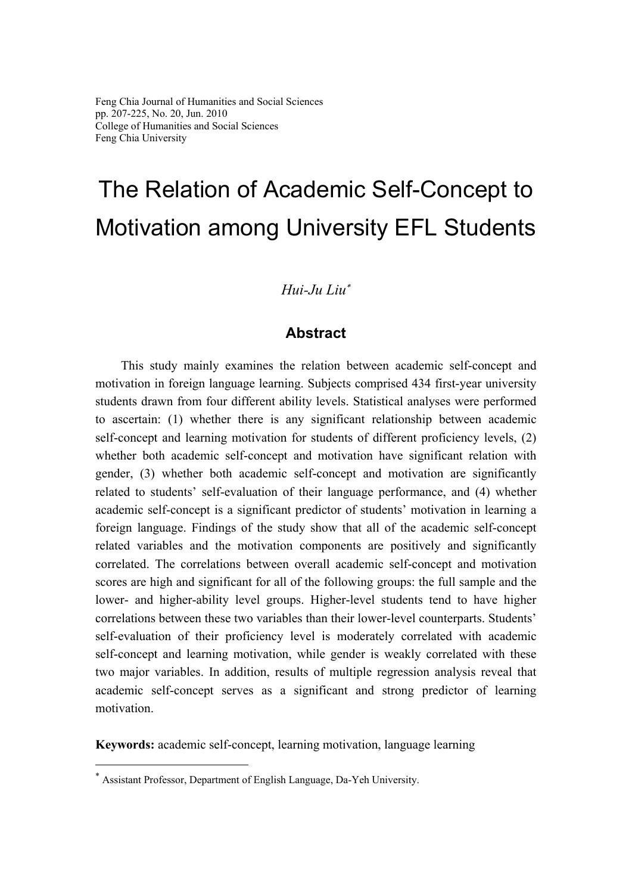# The Relation of Academic Self-Concept to Motivation among University EFL Students

*Hui-Ju Liu*[*]

## Abstract

This study mainly examines the relation between academic self-concept and motivation in foreign language learning. Subjects comprised 434 first-year university students drawn from four different ability levels. Statistical analyses were performed to ascertain: (1) whether there is any significant relationship between academic self-concept and learning motivation for students of different proficiency levels, (2) whether both academic self-concept and motivation have significant relation with gender, (3) whether both academic self-concept and motivation are significantly related to students' self-evaluation of their language performance, and (4) whether academic self-concept is a significant predictor of students' motivation in learning a foreign language. Findings of the study show that all of the academic self-concept related variables and the motivation components are positively and significantly correlated. The correlations between overall academic self-concept and motivation scores are high and significant for all of the following groups: the full sample and the lower- and higher-ability level groups. Higher-level students tend to have higher correlations between these two variables than their lower-level counterparts. Students' self-evaluation of their proficiency level is moderately correlated with academic self-concept and learning motivation, while gender is weakly correlated with these two major variables. In addition, results of multiple regression analysis reveal that academic self-concept serves as a significant and strong predictor of learning motivation.

**Keywords:** academic self-concept, learning motivation, language learning

---

[*] Assistant Professor, Department of English Language, Da-Yeh University.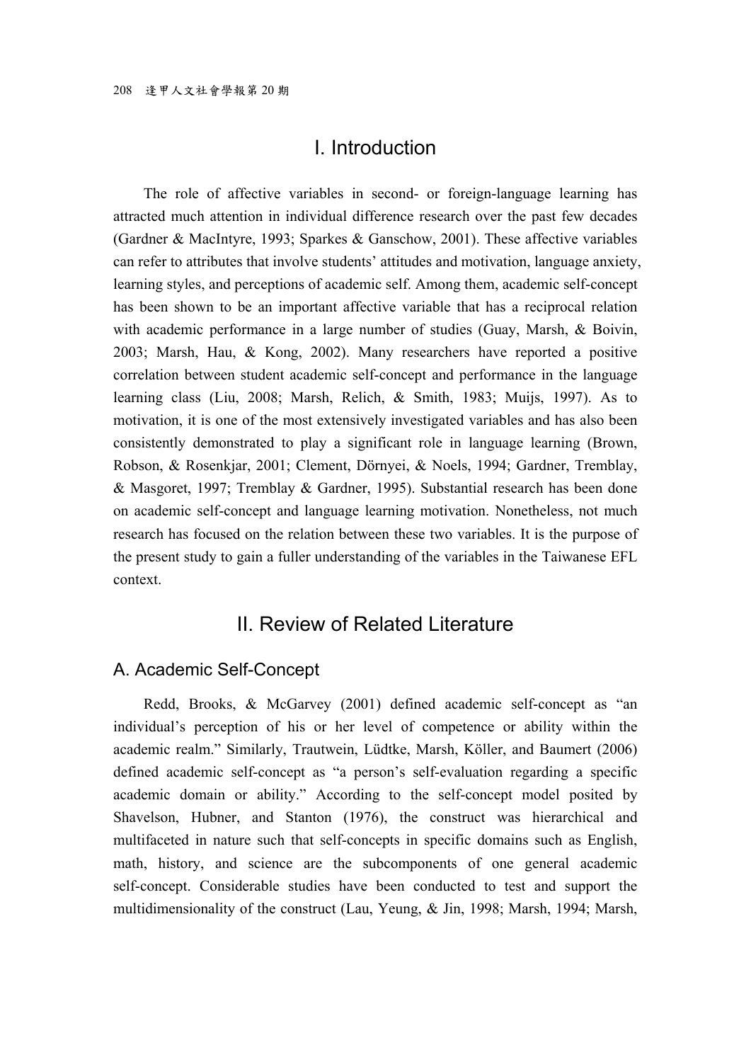# I. Introduction

The role of affective variables in second- or foreign-language learning has attracted much attention in individual difference research over the past few decades (Gardner & MacIntyre, 1993; Sparkes & Ganschow, 2001). These affective variables can refer to attributes that involve students' attitudes and motivation, language anxiety, learning styles, and perceptions of academic self. Among them, academic self-concept has been shown to be an important affective variable that has a reciprocal relation with academic performance in a large number of studies (Guay, Marsh, & Boivin, 2003; Marsh, Hau, & Kong, 2002). Many researchers have reported a positive correlation between student academic self-concept and performance in the language learning class (Liu, 2008; Marsh, Relich, & Smith, 1983; Muijs, 1997). As to motivation, it is one of the most extensively investigated variables and has also been consistently demonstrated to play a significant role in language learning (Brown, Robson, & Rosenkjar, 2001; Clement, Dörnyei, & Noels, 1994; Gardner, Tremblay, & Masgoret, 1997; Tremblay & Gardner, 1995). Substantial research has been done on academic self-concept and language learning motivation. Nonetheless, not much research has focused on the relation between these two variables. It is the purpose of the present study to gain a fuller understanding of the variables in the Taiwanese EFL context.

# II. Review of Related Literature

## A. Academic Self-Concept

Redd, Brooks, & McGarvey (2001) defined academic self-concept as "an individual's perception of his or her level of competence or ability within the academic realm." Similarly, Trautwein, Lüdtke, Marsh, Köller, and Baumert (2006) defined academic self-concept as "a person's self-evaluation regarding a specific academic domain or ability." According to the self-concept model posited by Shavelson, Hubner, and Stanton (1976), the construct was hierarchical and multifaceted in nature such that self-concepts in specific domains such as English, math, history, and science are the subcomponents of one general academic self-concept. Considerable studies have been conducted to test and support the multidimensionality of the construct (Lau, Yeung, & Jin, 1998; Marsh, 1994; Marsh,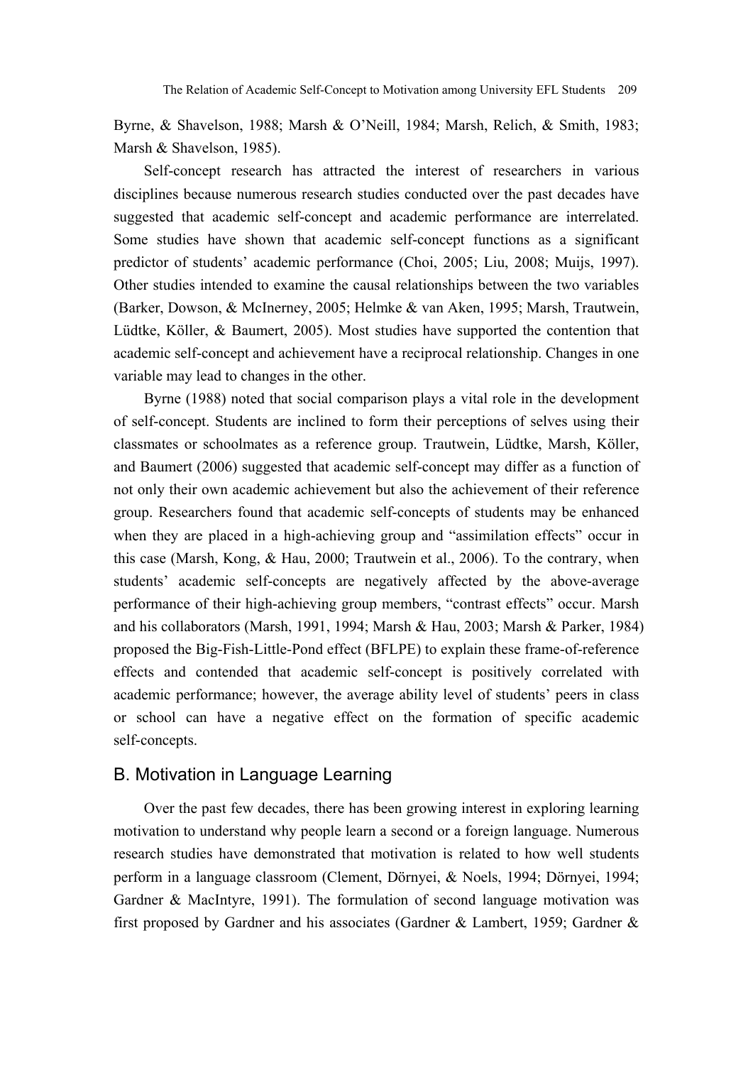Byrne, & Shavelson, 1988; Marsh & O'Neill, 1984; Marsh, Relich, & Smith, 1983; Marsh & Shavelson, 1985).

Self-concept research has attracted the interest of researchers in various disciplines because numerous research studies conducted over the past decades have suggested that academic self-concept and academic performance are interrelated. Some studies have shown that academic self-concept functions as a significant predictor of students' academic performance (Choi, 2005; Liu, 2008; Muijs, 1997). Other studies intended to examine the causal relationships between the two variables (Barker, Dowson, & McInerney, 2005; Helmke & van Aken, 1995; Marsh, Trautwein, Lüdtke, Köller, & Baumert, 2005). Most studies have supported the contention that academic self-concept and achievement have a reciprocal relationship. Changes in one variable may lead to changes in the other.

Byrne (1988) noted that social comparison plays a vital role in the development of self-concept. Students are inclined to form their perceptions of selves using their classmates or schoolmates as a reference group. Trautwein, Lüdtke, Marsh, Köller, and Baumert (2006) suggested that academic self-concept may differ as a function of not only their own academic achievement but also the achievement of their reference group. Researchers found that academic self-concepts of students may be enhanced when they are placed in a high-achieving group and "assimilation effects" occur in this case (Marsh, Kong, & Hau, 2000; Trautwein et al., 2006). To the contrary, when students' academic self-concepts are negatively affected by the above-average performance of their high-achieving group members, "contrast effects" occur. Marsh and his collaborators (Marsh, 1991, 1994; Marsh & Hau, 2003; Marsh & Parker, 1984) proposed the Big-Fish-Little-Pond effect (BFLPE) to explain these frame-of-reference effects and contended that academic self-concept is positively correlated with academic performance; however, the average ability level of students' peers in class or school can have a negative effect on the formation of specific academic self-concepts.

## B. Motivation in Language Learning

Over the past few decades, there has been growing interest in exploring learning motivation to understand why people learn a second or a foreign language. Numerous research studies have demonstrated that motivation is related to how well students perform in a language classroom (Clement, Dörnyei, & Noels, 1994; Dörnyei, 1994; Gardner & MacIntyre, 1991). The formulation of second language motivation was first proposed by Gardner and his associates (Gardner & Lambert, 1959; Gardner &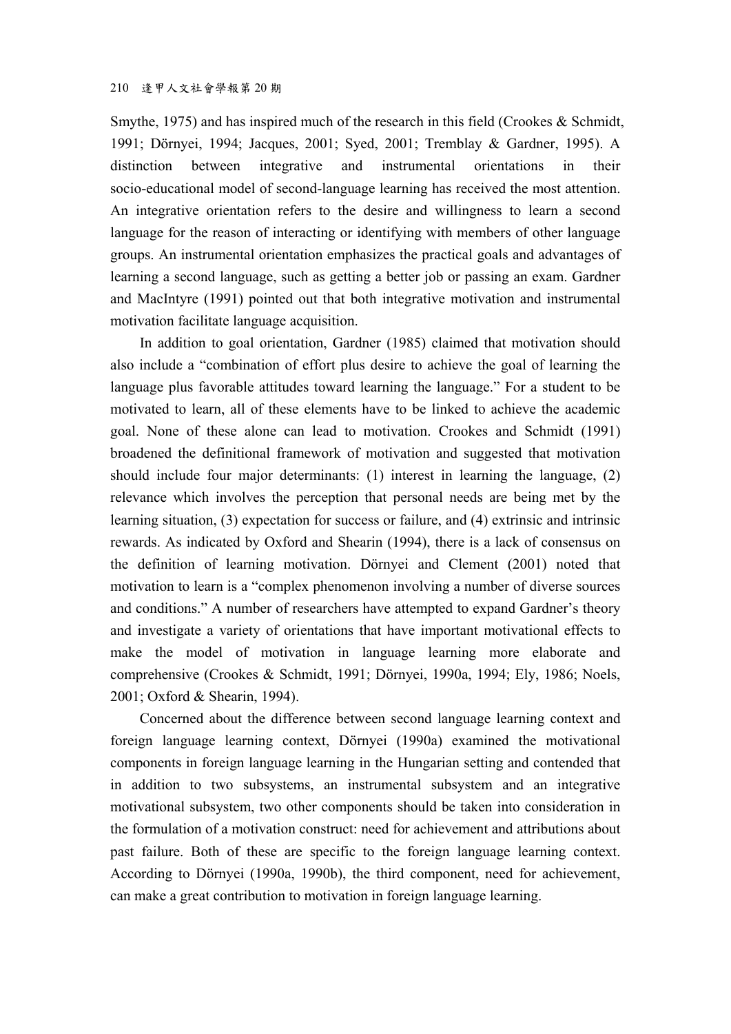Smythe, 1975) and has inspired much of the research in this field (Crookes & Schmidt, 1991; Dörnyei, 1994; Jacques, 2001; Syed, 2001; Tremblay & Gardner, 1995). A distinction between integrative and instrumental orientations in their socio-educational model of second-language learning has received the most attention. An integrative orientation refers to the desire and willingness to learn a second language for the reason of interacting or identifying with members of other language groups. An instrumental orientation emphasizes the practical goals and advantages of learning a second language, such as getting a better job or passing an exam. Gardner and MacIntyre (1991) pointed out that both integrative motivation and instrumental motivation facilitate language acquisition.

In addition to goal orientation, Gardner (1985) claimed that motivation should also include a "combination of effort plus desire to achieve the goal of learning the language plus favorable attitudes toward learning the language." For a student to be motivated to learn, all of these elements have to be linked to achieve the academic goal. None of these alone can lead to motivation. Crookes and Schmidt (1991) broadened the definitional framework of motivation and suggested that motivation should include four major determinants: (1) interest in learning the language, (2) relevance which involves the perception that personal needs are being met by the learning situation, (3) expectation for success or failure, and (4) extrinsic and intrinsic rewards. As indicated by Oxford and Shearin (1994), there is a lack of consensus on the definition of learning motivation. Dörnyei and Clement (2001) noted that motivation to learn is a "complex phenomenon involving a number of diverse sources and conditions." A number of researchers have attempted to expand Gardner's theory and investigate a variety of orientations that have important motivational effects to make the model of motivation in language learning more elaborate and comprehensive (Crookes & Schmidt, 1991; Dörnyei, 1990a, 1994; Ely, 1986; Noels, 2001; Oxford & Shearin, 1994).

Concerned about the difference between second language learning context and foreign language learning context, Dörnyei (1990a) examined the motivational components in foreign language learning in the Hungarian setting and contended that in addition to two subsystems, an instrumental subsystem and an integrative motivational subsystem, two other components should be taken into consideration in the formulation of a motivation construct: need for achievement and attributions about past failure. Both of these are specific to the foreign language learning context. According to Dörnyei (1990a, 1990b), the third component, need for achievement, can make a great contribution to motivation in foreign language learning.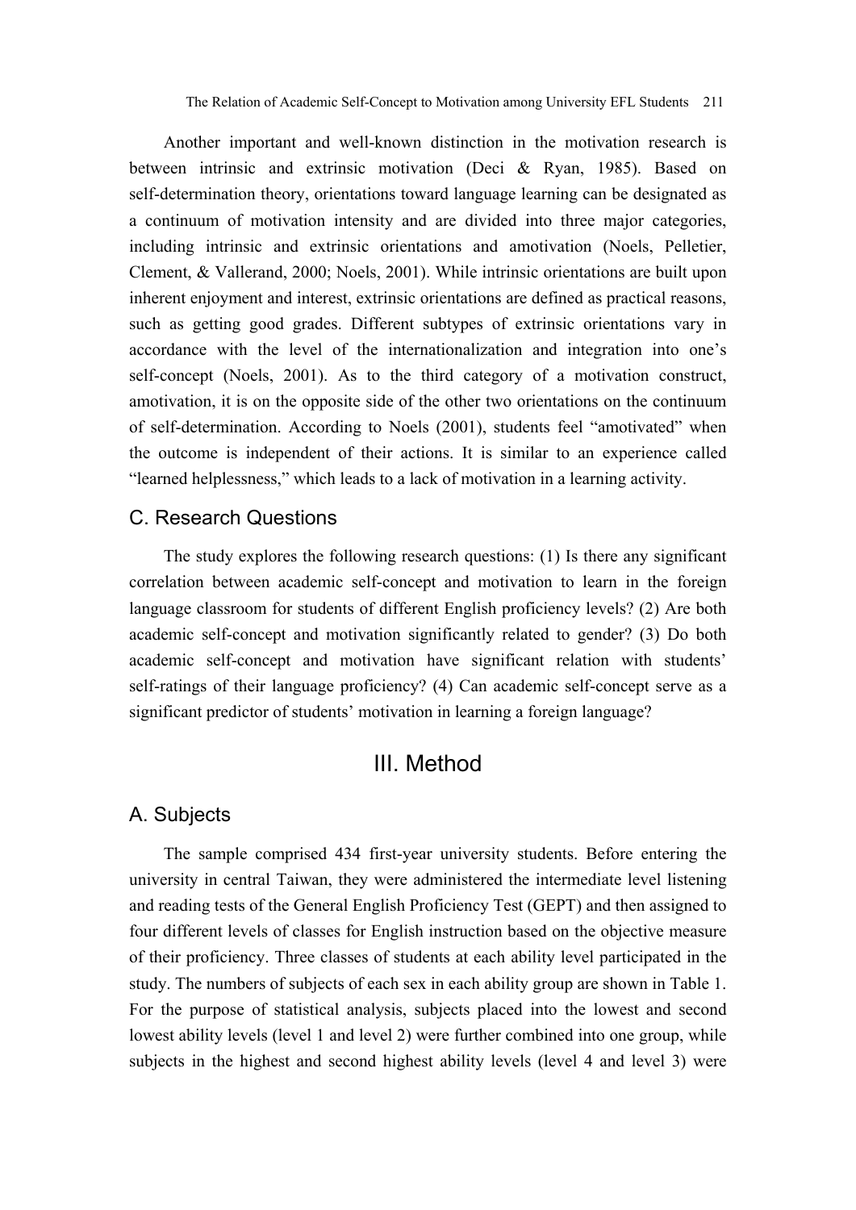Another important and well-known distinction in the motivation research is between intrinsic and extrinsic motivation (Deci & Ryan, 1985). Based on self-determination theory, orientations toward language learning can be designated as a continuum of motivation intensity and are divided into three major categories, including intrinsic and extrinsic orientations and amotivation (Noels, Pelletier, Clement, & Vallerand, 2000; Noels, 2001). While intrinsic orientations are built upon inherent enjoyment and interest, extrinsic orientations are defined as practical reasons, such as getting good grades. Different subtypes of extrinsic orientations vary in accordance with the level of the internationalization and integration into one's self-concept (Noels, 2001). As to the third category of a motivation construct, amotivation, it is on the opposite side of the other two orientations on the continuum of self-determination. According to Noels (2001), students feel "amotivated" when the outcome is independent of their actions. It is similar to an experience called "learned helplessness," which leads to a lack of motivation in a learning activity.

### C. Research Questions

The study explores the following research questions: (1) Is there any significant correlation between academic self-concept and motivation to learn in the foreign language classroom for students of different English proficiency levels? (2) Are both academic self-concept and motivation significantly related to gender? (3) Do both academic self-concept and motivation have significant relation with students' self-ratings of their language proficiency? (4) Can academic self-concept serve as a significant predictor of students' motivation in learning a foreign language?

## III. Method

### A. Subjects

The sample comprised 434 first-year university students. Before entering the university in central Taiwan, they were administered the intermediate level listening and reading tests of the General English Proficiency Test (GEPT) and then assigned to four different levels of classes for English instruction based on the objective measure of their proficiency. Three classes of students at each ability level participated in the study. The numbers of subjects of each sex in each ability group are shown in Table 1. For the purpose of statistical analysis, subjects placed into the lowest and second lowest ability levels (level 1 and level 2) were further combined into one group, while subjects in the highest and second highest ability levels (level 4 and level 3) were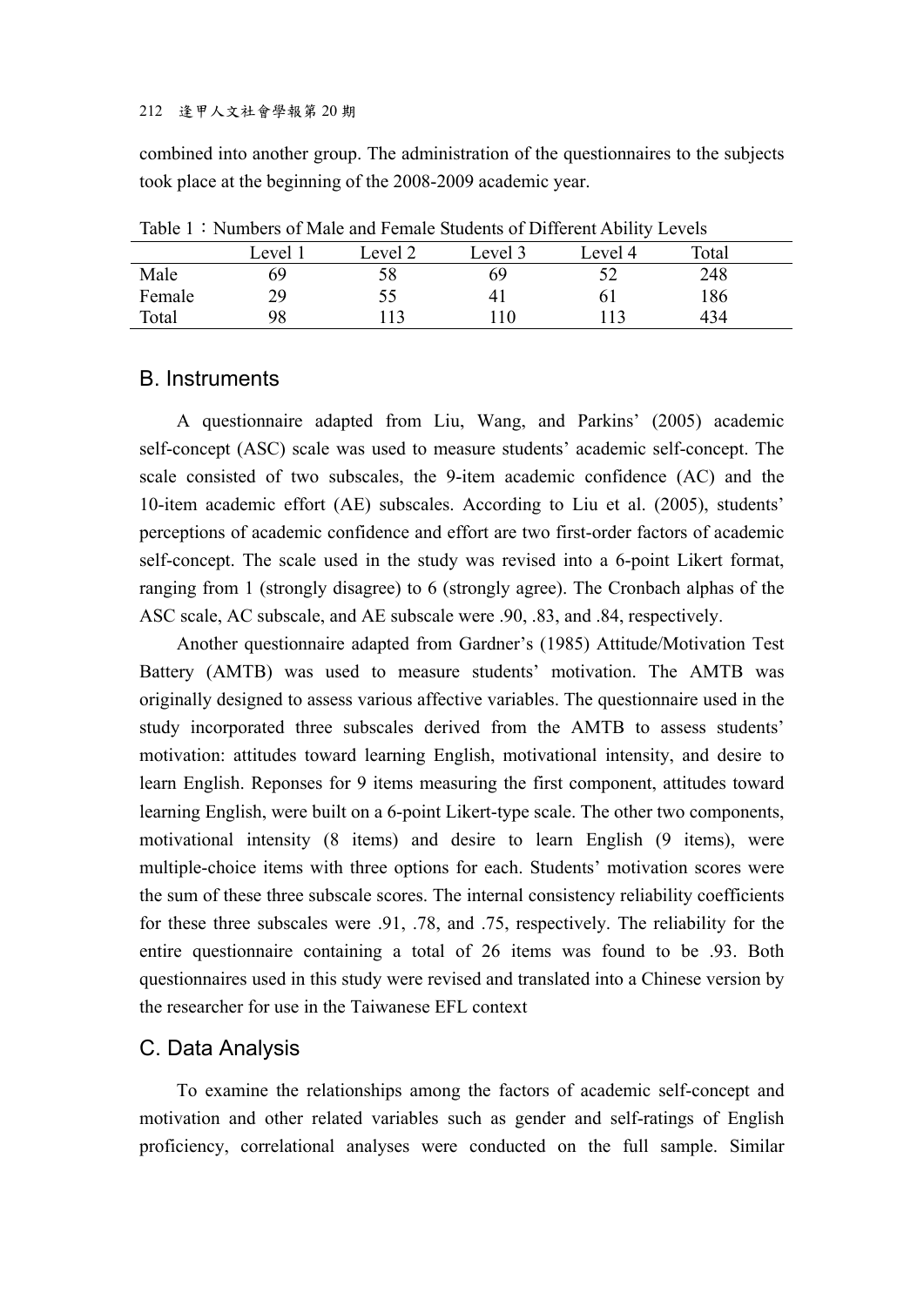combined into another group. The administration of the questionnaires to the subjects took place at the beginning of the 2008-2009 academic year.

Table 1：Numbers of Male and Female Students of Different Ability Levels

| | Level 1 | Level 2 | Level 3 | Level 4 | Total |
|---|---|---|---|---|---|
| Male | 69 | 58 | 69 | 52 | 248 |
| Female | 29 | 55 | 41 | 61 | 186 |
| Total | 98 | 113 | 110 | 113 | 434 |

## B. Instruments

A questionnaire adapted from Liu, Wang, and Parkins' (2005) academic self-concept (ASC) scale was used to measure students' academic self-concept. The scale consisted of two subscales, the 9-item academic confidence (AC) and the 10-item academic effort (AE) subscales. According to Liu et al. (2005), students' perceptions of academic confidence and effort are two first-order factors of academic self-concept. The scale used in the study was revised into a 6-point Likert format, ranging from 1 (strongly disagree) to 6 (strongly agree). The Cronbach alphas of the ASC scale, AC subscale, and AE subscale were .90, .83, and .84, respectively.

Another questionnaire adapted from Gardner's (1985) Attitude/Motivation Test Battery (AMTB) was used to measure students' motivation. The AMTB was originally designed to assess various affective variables. The questionnaire used in the study incorporated three subscales derived from the AMTB to assess students' motivation: attitudes toward learning English, motivational intensity, and desire to learn English. Reponses for 9 items measuring the first component, attitudes toward learning English, were built on a 6-point Likert-type scale. The other two components, motivational intensity (8 items) and desire to learn English (9 items), were multiple-choice items with three options for each. Students' motivation scores were the sum of these three subscale scores. The internal consistency reliability coefficients for these three subscales were .91, .78, and .75, respectively. The reliability for the entire questionnaire containing a total of 26 items was found to be .93. Both questionnaires used in this study were revised and translated into a Chinese version by the researcher for use in the Taiwanese EFL context

## C. Data Analysis

To examine the relationships among the factors of academic self-concept and motivation and other related variables such as gender and self-ratings of English proficiency, correlational analyses were conducted on the full sample. Similar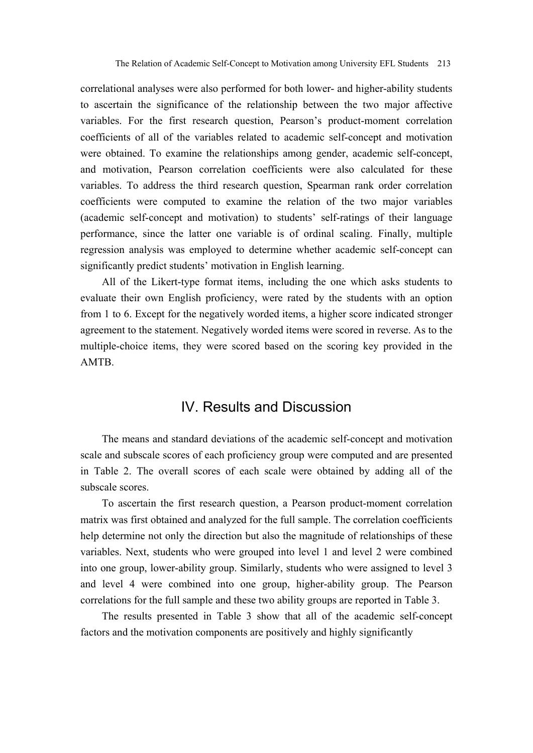correlational analyses were also performed for both lower- and higher-ability students to ascertain the significance of the relationship between the two major affective variables. For the first research question, Pearson's product-moment correlation coefficients of all of the variables related to academic self-concept and motivation were obtained. To examine the relationships among gender, academic self-concept, and motivation, Pearson correlation coefficients were also calculated for these variables. To address the third research question, Spearman rank order correlation coefficients were computed to examine the relation of the two major variables (academic self-concept and motivation) to students' self-ratings of their language performance, since the latter one variable is of ordinal scaling. Finally, multiple regression analysis was employed to determine whether academic self-concept can significantly predict students' motivation in English learning.

All of the Likert-type format items, including the one which asks students to evaluate their own English proficiency, were rated by the students with an option from 1 to 6. Except for the negatively worded items, a higher score indicated stronger agreement to the statement. Negatively worded items were scored in reverse. As to the multiple-choice items, they were scored based on the scoring key provided in the AMTB.

## IV. Results and Discussion

The means and standard deviations of the academic self-concept and motivation scale and subscale scores of each proficiency group were computed and are presented in Table 2. The overall scores of each scale were obtained by adding all of the subscale scores.

To ascertain the first research question, a Pearson product-moment correlation matrix was first obtained and analyzed for the full sample. The correlation coefficients help determine not only the direction but also the magnitude of relationships of these variables. Next, students who were grouped into level 1 and level 2 were combined into one group, lower-ability group. Similarly, students who were assigned to level 3 and level 4 were combined into one group, higher-ability group. The Pearson correlations for the full sample and these two ability groups are reported in Table 3.

The results presented in Table 3 show that all of the academic self-concept factors and the motivation components are positively and highly significantly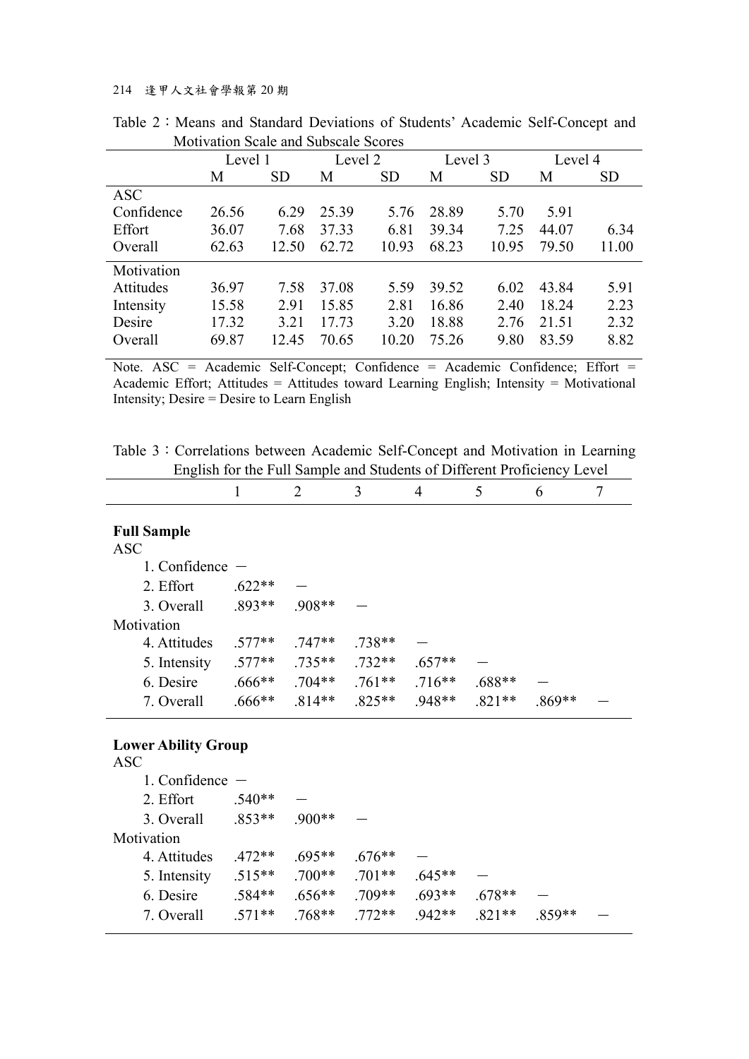Table 2：Means and Standard Deviations of Students' Academic Self-Concept and Motivation Scale and Subscale Scores

| | Level 1 | | Level 2 | | Level 3 | | Level 4 | |
|---|---|---|---|---|---|---|---|---|
| | M | SD | M | SD | M | SD | M | SD |
| ASC | | | | | | | | |
| Confidence | 26.56 | 6.29 | 25.39 | 5.76 | 28.89 | 5.70 | 5.91 | |
| Effort | 36.07 | 7.68 | 37.33 | 6.81 | 39.34 | 7.25 | 44.07 | 6.34 |
| Overall | 62.63 | 12.50 | 62.72 | 10.93 | 68.23 | 10.95 | 79.50 | 11.00 |
| Motivation | | | | | | | | |
| Attitudes | 36.97 | 7.58 | 37.08 | 5.59 | 39.52 | 6.02 | 43.84 | 5.91 |
| Intensity | 15.58 | 2.91 | 15.85 | 2.81 | 16.86 | 2.40 | 18.24 | 2.23 |
| Desire | 17.32 | 3.21 | 17.73 | 3.20 | 18.88 | 2.76 | 21.51 | 2.32 |
| Overall | 69.87 | 12.45 | 70.65 | 10.20 | 75.26 | 9.80 | 83.59 | 8.82 |

Note. ASC = Academic Self-Concept; Confidence = Academic Confidence; Effort = Academic Effort; Attitudes = Attitudes toward Learning English; Intensity = Motivational Intensity; Desire = Desire to Learn English

Table 3：Correlations between Academic Self-Concept and Motivation in Learning English for the Full Sample and Students of Different Proficiency Level

| | 1 | 2 | 3 | 4 | 5 | 6 | 7 |
|---|---|---|---|---|---|---|---|
| **Full Sample** | | | | | | | |
| ASC | | | | | | | |
| 1. Confidence | － | | | | | | |
| 2. Effort | .622** | － | | | | | |
| 3. Overall | .893** | .908** | － | | | | |
| Motivation | | | | | | | |
| 4. Attitudes | .577** | .747** | .738** | － | | | |
| 5. Intensity | .577** | .735** | .732** | .657** | － | | |
| 6. Desire | .666** | .704** | .761** | .716** | .688** | － | |
| 7. Overall | .666** | .814** | .825** | .948** | .821** | .869** | － |
| **Lower Ability Group** | | | | | | | |
| ASC | | | | | | | |
| 1. Confidence | － | | | | | | |
| 2. Effort | .540** | － | | | | | |
| 3. Overall | .853** | .900** | － | | | | |
| Motivation | | | | | | | |
| 4. Attitudes | .472** | .695** | .676** | － | | | |
| 5. Intensity | .515** | .700** | .701** | .645** | － | | |
| 6. Desire | .584** | .656** | .709** | .693** | .678** | － | |
| 7. Overall | .571** | .768** | .772** | .942** | .821** | .859** | － |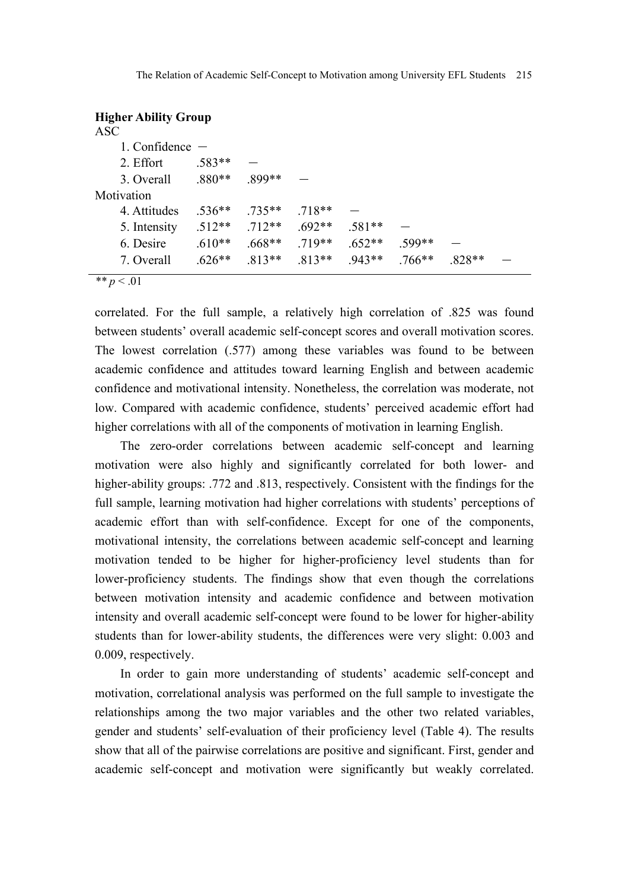**Higher Ability Group**

| | 1 | 2 | 3 | 4 | 5 | 6 | 7 |
|---|---|---|---|---|---|---|---|
| ASC | | | | | | | |
| 1. Confidence | － | | | | | | |
| 2. Effort | .583** | － | | | | | |
| 3. Overall | .880** | .899** | － | | | | |
| Motivation | | | | | | | |
| 4. Attitudes | .536** | .735** | .718** | － | | | |
| 5. Intensity | .512** | .712** | .692** | .581** | － | | |
| 6. Desire | .610** | .668** | .719** | .652** | .599** | － | |
| 7. Overall | .626** | .813** | .813** | .943** | .766** | .828** | － |

** $p < .01$

correlated. For the full sample, a relatively high correlation of .825 was found between students' overall academic self-concept scores and overall motivation scores. The lowest correlation (.577) among these variables was found to be between academic confidence and attitudes toward learning English and between academic confidence and motivational intensity. Nonetheless, the correlation was moderate, not low. Compared with academic confidence, students' perceived academic effort had higher correlations with all of the components of motivation in learning English.

The zero-order correlations between academic self-concept and learning motivation were also highly and significantly correlated for both lower- and higher-ability groups: .772 and .813, respectively. Consistent with the findings for the full sample, learning motivation had higher correlations with students' perceptions of academic effort than with self-confidence. Except for one of the components, motivational intensity, the correlations between academic self-concept and learning motivation tended to be higher for higher-proficiency level students than for lower-proficiency students. The findings show that even though the correlations between motivation intensity and academic confidence and between motivation intensity and overall academic self-concept were found to be lower for higher-ability students than for lower-ability students, the differences were very slight: 0.003 and 0.009, respectively.

In order to gain more understanding of students' academic self-concept and motivation, correlational analysis was performed on the full sample to investigate the relationships among the two major variables and the other two related variables, gender and students' self-evaluation of their proficiency level (Table 4). The results show that all of the pairwise correlations are positive and significant. First, gender and academic self-concept and motivation were significantly but weakly correlated.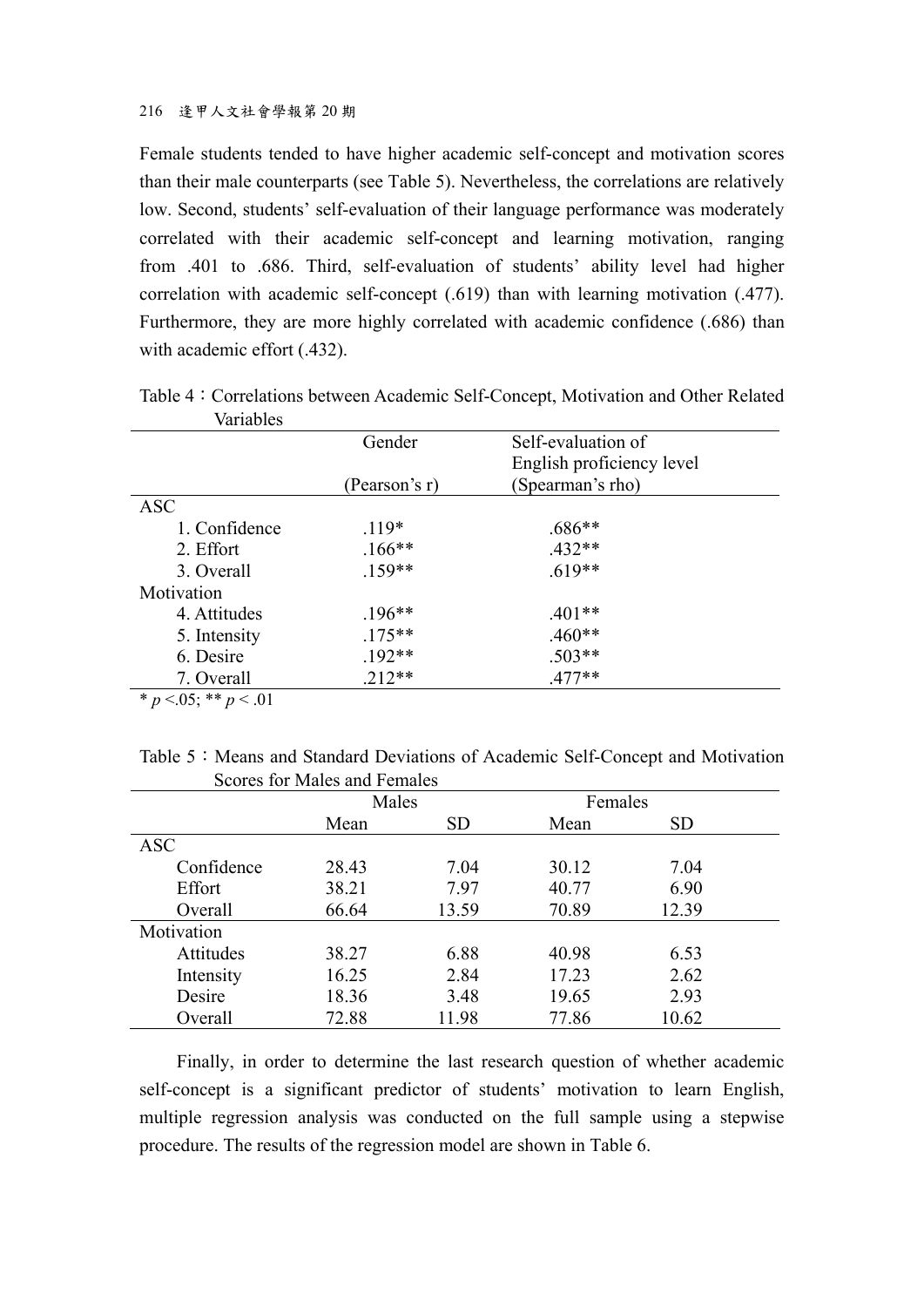Female students tended to have higher academic self-concept and motivation scores than their male counterparts (see Table 5). Nevertheless, the correlations are relatively low. Second, students' self-evaluation of their language performance was moderately correlated with their academic self-concept and learning motivation, ranging from .401 to .686. Third, self-evaluation of students' ability level had higher correlation with academic self-concept (.619) than with learning motivation (.477). Furthermore, they are more highly correlated with academic confidence (.686) than with academic effort (.432).

Table 4：Correlations between Academic Self-Concept, Motivation and Other Related Variables

| | Gender (Pearson's r) | Self-evaluation of English proficiency level (Spearman's rho) |
|---|---|---|
| ASC | | |
| 1. Confidence | .119* | .686** |
| 2. Effort | .166** | .432** |
| 3. Overall | .159** | .619** |
| Motivation | | |
| 4. Attitudes | .196** | .401** |
| 5. Intensity | .175** | .460** |
| 6. Desire | .192** | .503** |
| 7. Overall | .212** | .477** |

* $p < .05$; ** $p < .01$

Table 5：Means and Standard Deviations of Academic Self-Concept and Motivation Scores for Males and Females

| | Males | | Females | |
|---|---|---|---|---|
| | Mean | SD | Mean | SD |
| ASC | | | | |
| Confidence | 28.43 | 7.04 | 30.12 | 7.04 |
| Effort | 38.21 | 7.97 | 40.77 | 6.90 |
| Overall | 66.64 | 13.59 | 70.89 | 12.39 |
| Motivation | | | | |
| Attitudes | 38.27 | 6.88 | 40.98 | 6.53 |
| Intensity | 16.25 | 2.84 | 17.23 | 2.62 |
| Desire | 18.36 | 3.48 | 19.65 | 2.93 |
| Overall | 72.88 | 11.98 | 77.86 | 10.62 |

Finally, in order to determine the last research question of whether academic self-concept is a significant predictor of students' motivation to learn English, multiple regression analysis was conducted on the full sample using a stepwise procedure. The results of the regression model are shown in Table 6.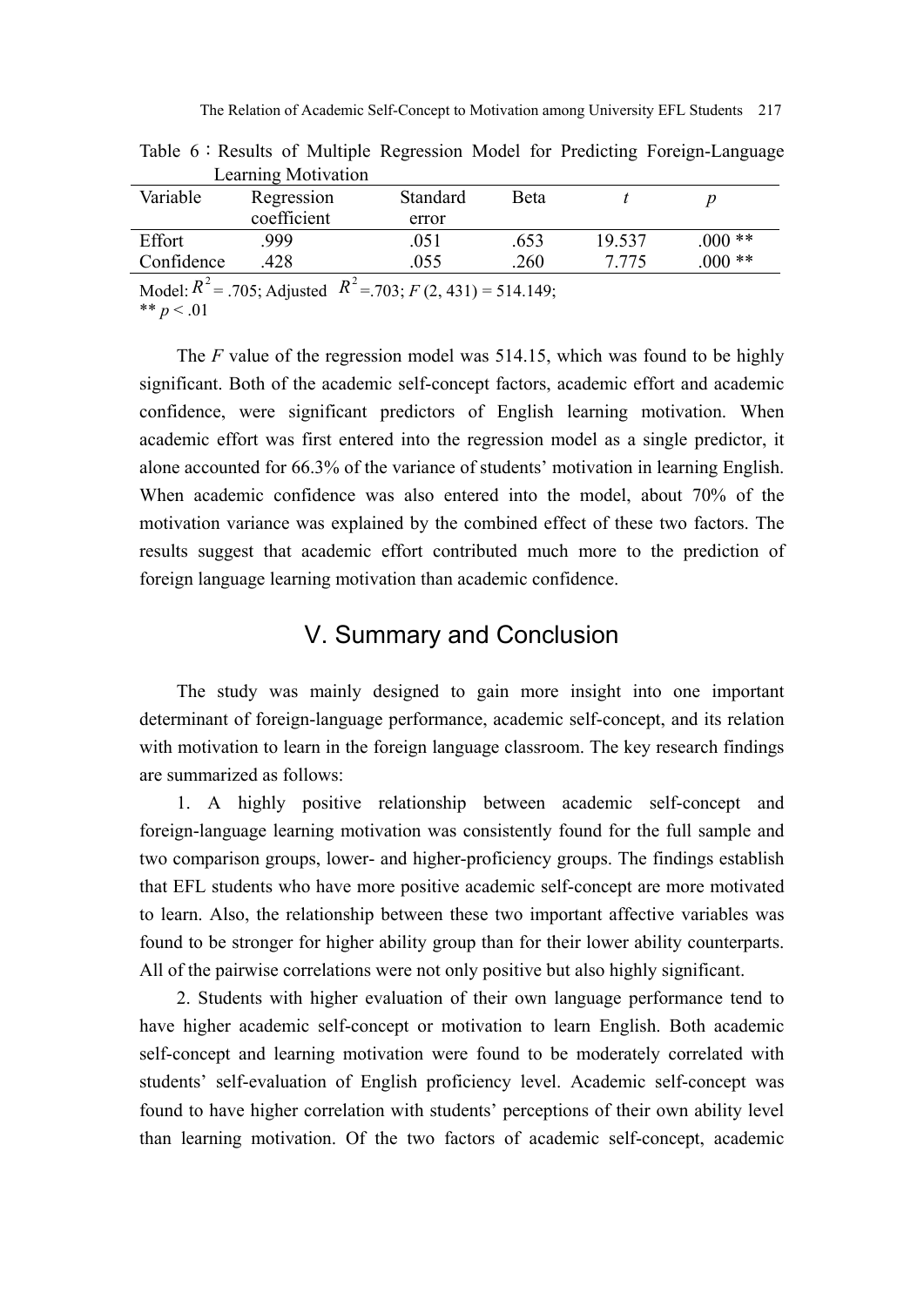Table 6：Results of Multiple Regression Model for Predicting Foreign-Language Learning Motivation

| Variable | Regression coefficient | Standard error | Beta | *t* | *p* |
|---|---|---|---|---|---|
| Effort | .999 | .051 | .653 | 19.537 | .000 ** |
| Confidence | .428 | .055 | .260 | 7.775 | .000 ** |

Model: $R^2$ = .705; Adjusted $R^2$ =.703; $F$ (2, 431) = 514.149;
** $p < .01$

The *F* value of the regression model was 514.15, which was found to be highly significant. Both of the academic self-concept factors, academic effort and academic confidence, were significant predictors of English learning motivation. When academic effort was first entered into the regression model as a single predictor, it alone accounted for 66.3% of the variance of students' motivation in learning English. When academic confidence was also entered into the model, about 70% of the motivation variance was explained by the combined effect of these two factors. The results suggest that academic effort contributed much more to the prediction of foreign language learning motivation than academic confidence.

## V. Summary and Conclusion

The study was mainly designed to gain more insight into one important determinant of foreign-language performance, academic self-concept, and its relation with motivation to learn in the foreign language classroom. The key research findings are summarized as follows:

1. A highly positive relationship between academic self-concept and foreign-language learning motivation was consistently found for the full sample and two comparison groups, lower- and higher-proficiency groups. The findings establish that EFL students who have more positive academic self-concept are more motivated to learn. Also, the relationship between these two important affective variables was found to be stronger for higher ability group than for their lower ability counterparts. All of the pairwise correlations were not only positive but also highly significant.

2. Students with higher evaluation of their own language performance tend to have higher academic self-concept or motivation to learn English. Both academic self-concept and learning motivation were found to be moderately correlated with students' self-evaluation of English proficiency level. Academic self-concept was found to have higher correlation with students' perceptions of their own ability level than learning motivation. Of the two factors of academic self-concept, academic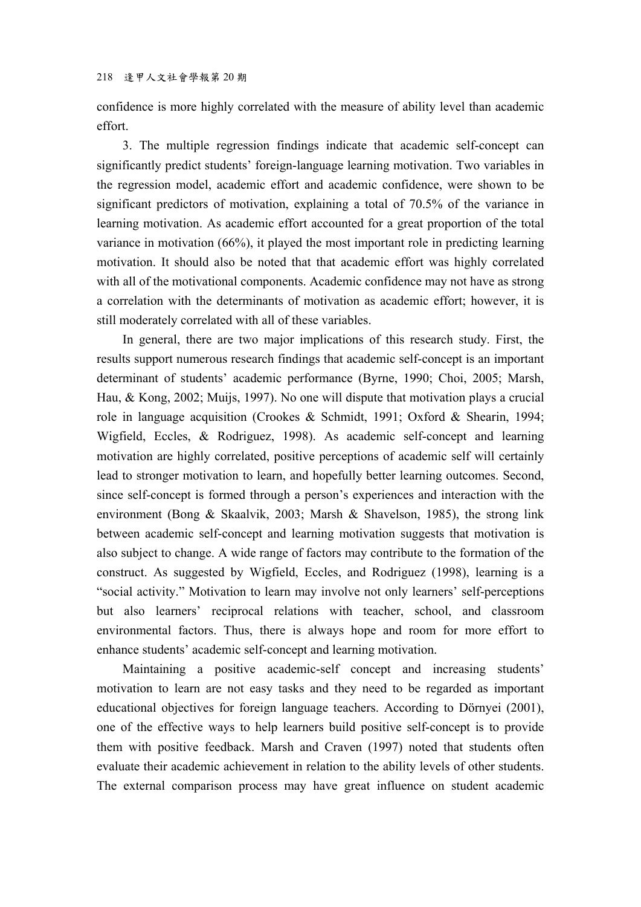confidence is more highly correlated with the measure of ability level than academic effort.

3. The multiple regression findings indicate that academic self-concept can significantly predict students' foreign-language learning motivation. Two variables in the regression model, academic effort and academic confidence, were shown to be significant predictors of motivation, explaining a total of 70.5% of the variance in learning motivation. As academic effort accounted for a great proportion of the total variance in motivation (66%), it played the most important role in predicting learning motivation. It should also be noted that that academic effort was highly correlated with all of the motivational components. Academic confidence may not have as strong a correlation with the determinants of motivation as academic effort; however, it is still moderately correlated with all of these variables.

In general, there are two major implications of this research study. First, the results support numerous research findings that academic self-concept is an important determinant of students' academic performance (Byrne, 1990; Choi, 2005; Marsh, Hau, & Kong, 2002; Muijs, 1997). No one will dispute that motivation plays a crucial role in language acquisition (Crookes & Schmidt, 1991; Oxford & Shearin, 1994; Wigfield, Eccles, & Rodriguez, 1998). As academic self-concept and learning motivation are highly correlated, positive perceptions of academic self will certainly lead to stronger motivation to learn, and hopefully better learning outcomes. Second, since self-concept is formed through a person's experiences and interaction with the environment (Bong & Skaalvik, 2003; Marsh & Shavelson, 1985), the strong link between academic self-concept and learning motivation suggests that motivation is also subject to change. A wide range of factors may contribute to the formation of the construct. As suggested by Wigfield, Eccles, and Rodriguez (1998), learning is a "social activity." Motivation to learn may involve not only learners' self-perceptions but also learners' reciprocal relations with teacher, school, and classroom environmental factors. Thus, there is always hope and room for more effort to enhance students' academic self-concept and learning motivation.

Maintaining a positive academic-self concept and increasing students' motivation to learn are not easy tasks and they need to be regarded as important educational objectives for foreign language teachers. According to Dörnyei (2001), one of the effective ways to help learners build positive self-concept is to provide them with positive feedback. Marsh and Craven (1997) noted that students often evaluate their academic achievement in relation to the ability levels of other students. The external comparison process may have great influence on student academic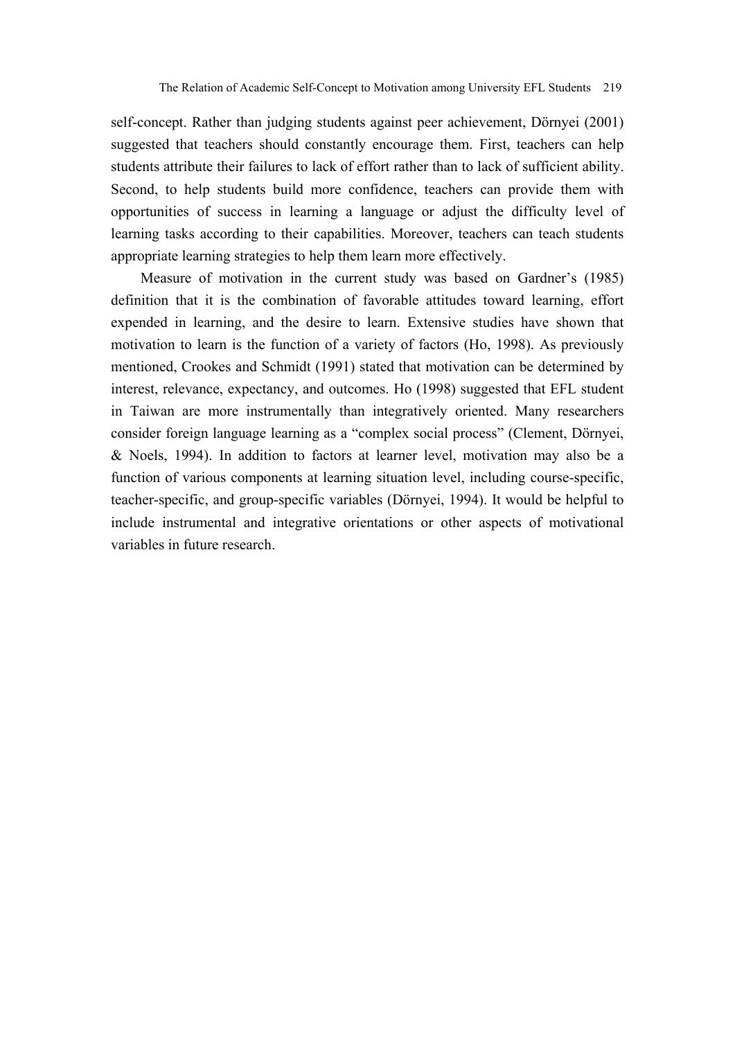self-concept. Rather than judging students against peer achievement, Dörnyei (2001) suggested that teachers should constantly encourage them. First, teachers can help students attribute their failures to lack of effort rather than to lack of sufficient ability. Second, to help students build more confidence, teachers can provide them with opportunities of success in learning a language or adjust the difficulty level of learning tasks according to their capabilities. Moreover, teachers can teach students appropriate learning strategies to help them learn more effectively.

Measure of motivation in the current study was based on Gardner's (1985) definition that it is the combination of favorable attitudes toward learning, effort expended in learning, and the desire to learn. Extensive studies have shown that motivation to learn is the function of a variety of factors (Ho, 1998). As previously mentioned, Crookes and Schmidt (1991) stated that motivation can be determined by interest, relevance, expectancy, and outcomes. Ho (1998) suggested that EFL student in Taiwan are more instrumentally than integratively oriented. Many researchers consider foreign language learning as a "complex social process" (Clement, Dörnyei, & Noels, 1994). In addition to factors at learner level, motivation may also be a function of various components at learning situation level, including course-specific, teacher-specific, and group-specific variables (Dörnyei, 1994). It would be helpful to include instrumental and integrative orientations or other aspects of motivational variables in future research.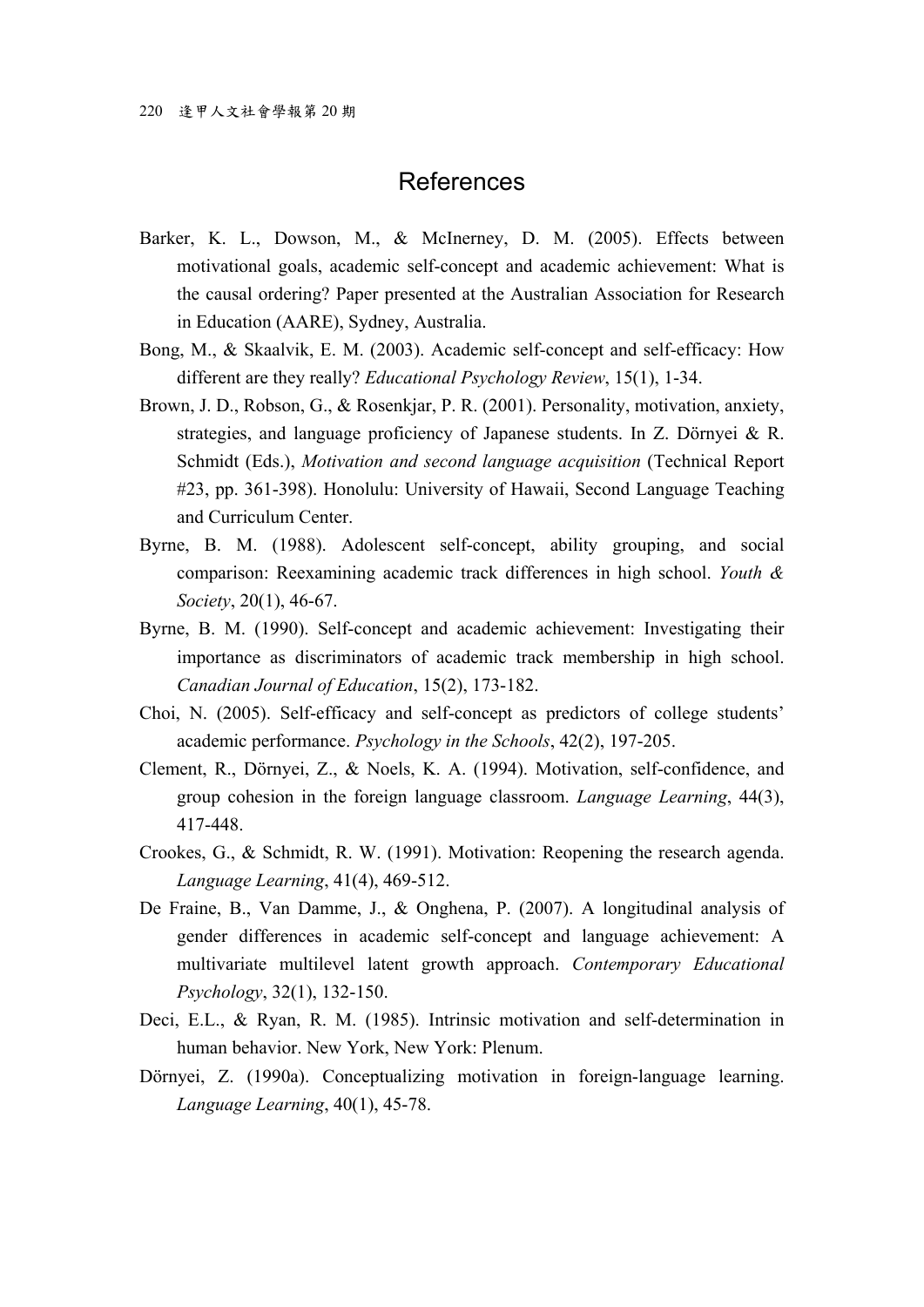# References

Barker, K. L., Dowson, M., & McInerney, D. M. (2005). Effects between motivational goals, academic self-concept and academic achievement: What is the causal ordering? Paper presented at the Australian Association for Research in Education (AARE), Sydney, Australia.

Bong, M., & Skaalvik, E. M. (2003). Academic self-concept and self-efficacy: How different are they really? *Educational Psychology Review*, 15(1), 1-34.

Brown, J. D., Robson, G., & Rosenkjar, P. R. (2001). Personality, motivation, anxiety, strategies, and language proficiency of Japanese students. In Z. Dörnyei & R. Schmidt (Eds.), *Motivation and second language acquisition* (Technical Report #23, pp. 361-398). Honolulu: University of Hawaii, Second Language Teaching and Curriculum Center.

Byrne, B. M. (1988). Adolescent self-concept, ability grouping, and social comparison: Reexamining academic track differences in high school. *Youth & Society*, 20(1), 46-67.

Byrne, B. M. (1990). Self-concept and academic achievement: Investigating their importance as discriminators of academic track membership in high school. *Canadian Journal of Education*, 15(2), 173-182.

Choi, N. (2005). Self-efficacy and self-concept as predictors of college students' academic performance. *Psychology in the Schools*, 42(2), 197-205.

Clement, R., Dörnyei, Z., & Noels, K. A. (1994). Motivation, self-confidence, and group cohesion in the foreign language classroom. *Language Learning*, 44(3), 417-448.

Crookes, G., & Schmidt, R. W. (1991). Motivation: Reopening the research agenda. *Language Learning*, 41(4), 469-512.

De Fraine, B., Van Damme, J., & Onghena, P. (2007). A longitudinal analysis of gender differences in academic self-concept and language achievement: A multivariate multilevel latent growth approach. *Contemporary Educational Psychology*, 32(1), 132-150.

Deci, E.L., & Ryan, R. M. (1985). Intrinsic motivation and self-determination in human behavior. New York, New York: Plenum.

Dörnyei, Z. (1990a). Conceptualizing motivation in foreign-language learning. *Language Learning*, 40(1), 45-78.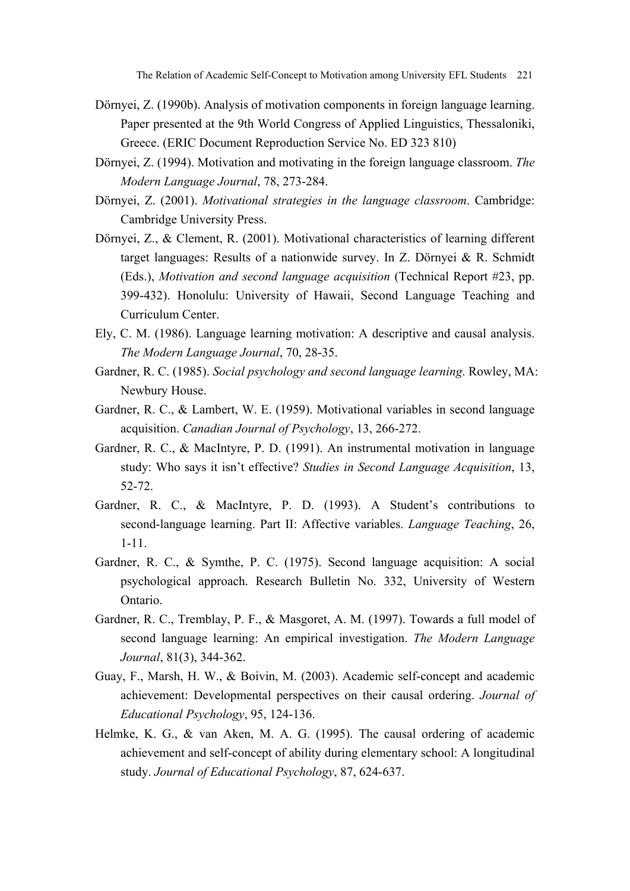Dörnyei, Z. (1990b). Analysis of motivation components in foreign language learning. Paper presented at the 9th World Congress of Applied Linguistics, Thessaloniki, Greece. (ERIC Document Reproduction Service No. ED 323 810)

Dörnyei, Z. (1994). Motivation and motivating in the foreign language classroom. *The Modern Language Journal*, 78, 273-284.

Dörnyei, Z. (2001). *Motivational strategies in the language classroom*. Cambridge: Cambridge University Press.

Dörnyei, Z., & Clement, R. (2001). Motivational characteristics of learning different target languages: Results of a nationwide survey. In Z. Dörnyei & R. Schmidt (Eds.), *Motivation and second language acquisition* (Technical Report #23, pp. 399-432). Honolulu: University of Hawaii, Second Language Teaching and Curriculum Center.

Ely, C. M. (1986). Language learning motivation: A descriptive and causal analysis. *The Modern Language Journal*, 70, 28-35.

Gardner, R. C. (1985). *Social psychology and second language learning*. Rowley, MA: Newbury House.

Gardner, R. C., & Lambert, W. E. (1959). Motivational variables in second language acquisition. *Canadian Journal of Psychology*, 13, 266-272.

Gardner, R. C., & MacIntyre, P. D. (1991). An instrumental motivation in language study: Who says it isn't effective? *Studies in Second Language Acquisition*, 13, 52-72.

Gardner, R. C., & MacIntyre, P. D. (1993). A Student's contributions to second-language learning. Part II: Affective variables. *Language Teaching*, 26, 1-11.

Gardner, R. C., & Symthe, P. C. (1975). Second language acquisition: A social psychological approach. Research Bulletin No. 332, University of Western Ontario.

Gardner, R. C., Tremblay, P. F., & Masgoret, A. M. (1997). Towards a full model of second language learning: An empirical investigation. *The Modern Language Journal*, 81(3), 344-362.

Guay, F., Marsh, H. W., & Boivin, M. (2003). Academic self-concept and academic achievement: Developmental perspectives on their causal ordering. *Journal of Educational Psychology*, 95, 124-136.

Helmke, K. G., & van Aken, M. A. G. (1995). The causal ordering of academic achievement and self-concept of ability during elementary school: A longitudinal study. *Journal of Educational Psychology*, 87, 624-637.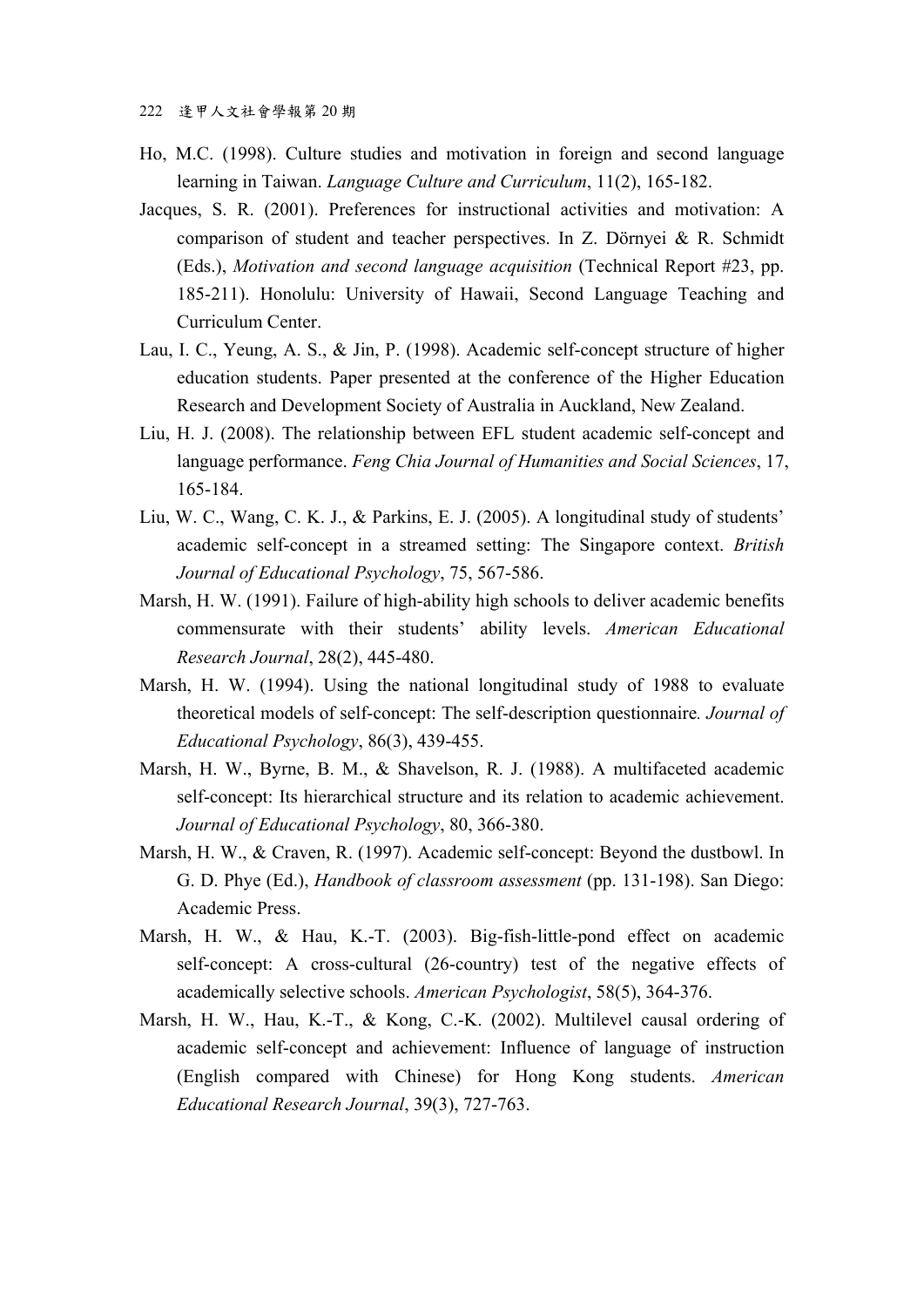Ho, M.C. (1998). Culture studies and motivation in foreign and second language learning in Taiwan. *Language Culture and Curriculum*, 11(2), 165-182.

Jacques, S. R. (2001). Preferences for instructional activities and motivation: A comparison of student and teacher perspectives. In Z. Dörnyei & R. Schmidt (Eds.), *Motivation and second language acquisition* (Technical Report #23, pp. 185-211). Honolulu: University of Hawaii, Second Language Teaching and Curriculum Center.

Lau, I. C., Yeung, A. S., & Jin, P. (1998). Academic self-concept structure of higher education students. Paper presented at the conference of the Higher Education Research and Development Society of Australia in Auckland, New Zealand.

Liu, H. J. (2008). The relationship between EFL student academic self-concept and language performance. *Feng Chia Journal of Humanities and Social Sciences*, 17, 165-184.

Liu, W. C., Wang, C. K. J., & Parkins, E. J. (2005). A longitudinal study of students' academic self-concept in a streamed setting: The Singapore context. *British Journal of Educational Psychology*, 75, 567-586.

Marsh, H. W. (1991). Failure of high-ability high schools to deliver academic benefits commensurate with their students' ability levels. *American Educational Research Journal*, 28(2), 445-480.

Marsh, H. W. (1994). Using the national longitudinal study of 1988 to evaluate theoretical models of self-concept: The self-description questionnaire. *Journal of Educational Psychology*, 86(3), 439-455.

Marsh, H. W., Byrne, B. M., & Shavelson, R. J. (1988). A multifaceted academic self-concept: Its hierarchical structure and its relation to academic achievement. *Journal of Educational Psychology*, 80, 366-380.

Marsh, H. W., & Craven, R. (1997). Academic self-concept: Beyond the dustbowl. In G. D. Phye (Ed.), *Handbook of classroom assessment* (pp. 131-198). San Diego: Academic Press.

Marsh, H. W., & Hau, K.-T. (2003). Big-fish-little-pond effect on academic self-concept: A cross-cultural (26-country) test of the negative effects of academically selective schools. *American Psychologist*, 58(5), 364-376.

Marsh, H. W., Hau, K.-T., & Kong, C.-K. (2002). Multilevel causal ordering of academic self-concept and achievement: Influence of language of instruction (English compared with Chinese) for Hong Kong students. *American Educational Research Journal*, 39(3), 727-763.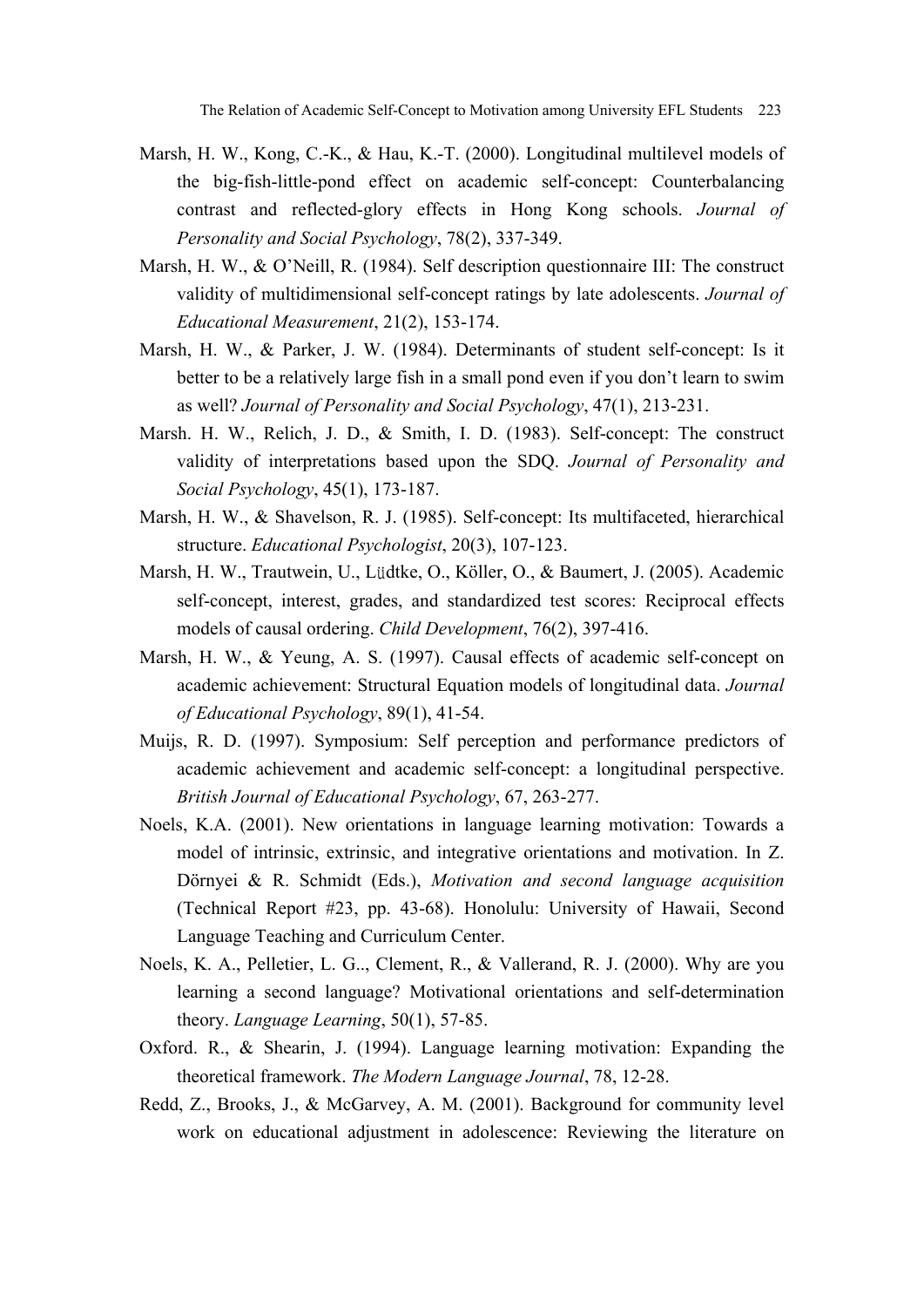Marsh, H. W., Kong, C.-K., & Hau, K.-T. (2000). Longitudinal multilevel models of the big-fish-little-pond effect on academic self-concept: Counterbalancing contrast and reflected-glory effects in Hong Kong schools. *Journal of Personality and Social Psychology*, 78(2), 337-349.

Marsh, H. W., & O'Neill, R. (1984). Self description questionnaire III: The construct validity of multidimensional self-concept ratings by late adolescents. *Journal of Educational Measurement*, 21(2), 153-174.

Marsh, H. W., & Parker, J. W. (1984). Determinants of student self-concept: Is it better to be a relatively large fish in a small pond even if you don't learn to swim as well? *Journal of Personality and Social Psychology*, 47(1), 213-231.

Marsh. H. W., Relich, J. D., & Smith, I. D. (1983). Self-concept: The construct validity of interpretations based upon the SDQ. *Journal of Personality and Social Psychology*, 45(1), 173-187.

Marsh, H. W., & Shavelson, R. J. (1985). Self-concept: Its multifaceted, hierarchical structure. *Educational Psychologist*, 20(3), 107-123.

Marsh, H. W., Trautwein, U., Lüdtke, O., Köller, O., & Baumert, J. (2005). Academic self-concept, interest, grades, and standardized test scores: Reciprocal effects models of causal ordering. *Child Development*, 76(2), 397-416.

Marsh, H. W., & Yeung, A. S. (1997). Causal effects of academic self-concept on academic achievement: Structural Equation models of longitudinal data. *Journal of Educational Psychology*, 89(1), 41-54.

Muijs, R. D. (1997). Symposium: Self perception and performance predictors of academic achievement and academic self-concept: a longitudinal perspective. *British Journal of Educational Psychology*, 67, 263-277.

Noels, K.A. (2001). New orientations in language learning motivation: Towards a model of intrinsic, extrinsic, and integrative orientations and motivation. In Z. Dörnyei & R. Schmidt (Eds.), *Motivation and second language acquisition* (Technical Report #23, pp. 43-68). Honolulu: University of Hawaii, Second Language Teaching and Curriculum Center.

Noels, K. A., Pelletier, L. G.., Clement, R., & Vallerand, R. J. (2000). Why are you learning a second language? Motivational orientations and self-determination theory. *Language Learning*, 50(1), 57-85.

Oxford. R., & Shearin, J. (1994). Language learning motivation: Expanding the theoretical framework. *The Modern Language Journal*, 78, 12-28.

Redd, Z., Brooks, J., & McGarvey, A. M. (2001). Background for community level work on educational adjustment in adolescence: Reviewing the literature on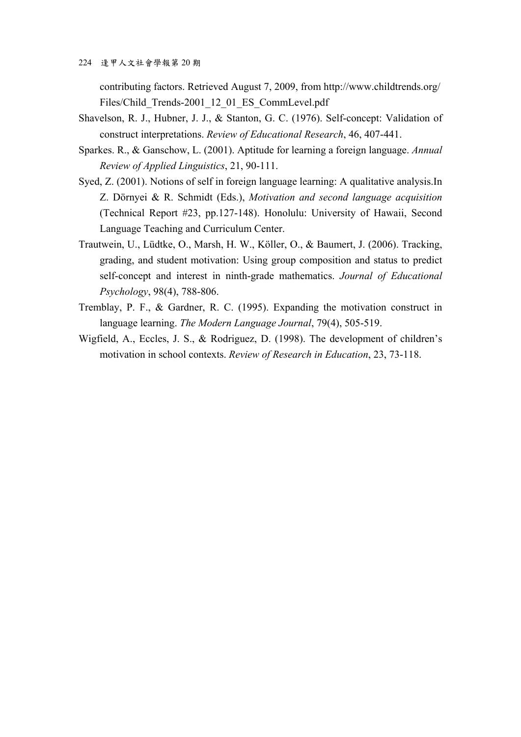contributing factors. Retrieved August 7, 2009, from http://www.childtrends.org/Files/Child_Trends-2001_12_01_ES_CommLevel.pdf

Shavelson, R. J., Hubner, J. J., & Stanton, G. C. (1976). Self-concept: Validation of construct interpretations. *Review of Educational Research*, 46, 407-441.

Sparkes. R., & Ganschow, L. (2001). Aptitude for learning a foreign language. *Annual Review of Applied Linguistics*, 21, 90-111.

Syed, Z. (2001). Notions of self in foreign language learning: A qualitative analysis.In Z. Dörnyei & R. Schmidt (Eds.), *Motivation and second language acquisition* (Technical Report #23, pp.127-148). Honolulu: University of Hawaii, Second Language Teaching and Curriculum Center.

Trautwein, U., Lüdtke, O., Marsh, H. W., Köller, O., & Baumert, J. (2006). Tracking, grading, and student motivation: Using group composition and status to predict self-concept and interest in ninth-grade mathematics. *Journal of Educational Psychology*, 98(4), 788-806.

Tremblay, P. F., & Gardner, R. C. (1995). Expanding the motivation construct in language learning. *The Modern Language Journal*, 79(4), 505-519.

Wigfield, A., Eccles, J. S., & Rodriguez, D. (1998). The development of children's motivation in school contexts. *Review of Research in Education*, 23, 73-118.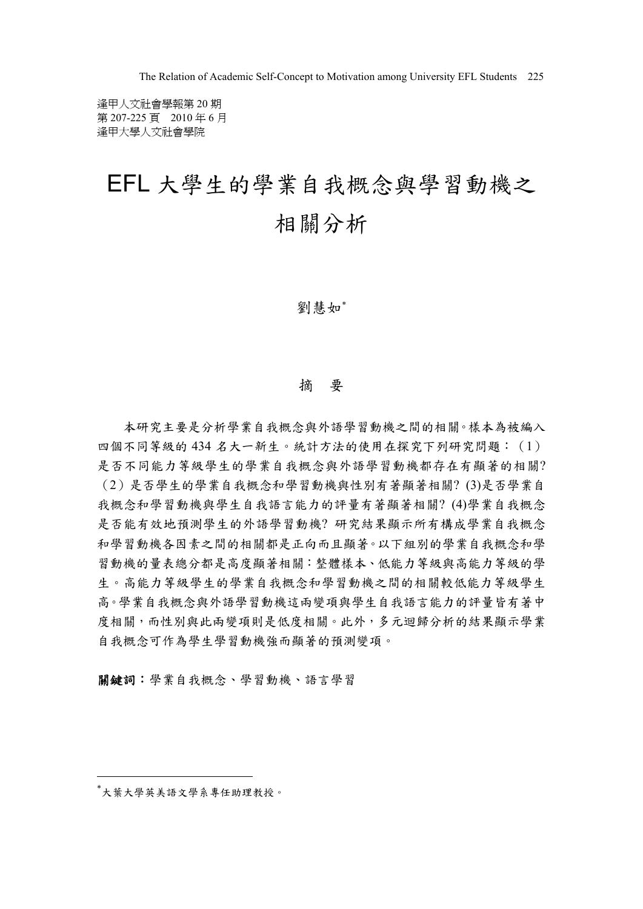逢甲人文社會學報第 20 期
第 207-225 頁　2010 年 6 月
逢甲大學人文社會學院

# EFL 大學生的學業自我概念與學習動機之相關分析

劉慧如*

## 摘　要

本研究主要是分析學業自我概念與外語學習動機之間的相關。樣本為被編入四個不同等級的 434 名大一新生。統計方法的使用在探究下列研究問題：（1）是否不同能力等級學生的學業自我概念與外語學習動機都存在有顯著的相關?（2）是否學生的學業自我概念和學習動機與性別有著顯著相關? (3)是否學業自我概念和學習動機與學生自我語言能力的評量有著顯著相關? (4)學業自我概念是否能有效地預測學生的外語學習動機? 研究結果顯示所有構成學業自我概念和學習動機各因素之間的相關都是正向而且顯著。以下組別的學業自我概念和學習動機的量表總分都是高度顯著相關：整體樣本、低能力等級與高能力等級的學生。高能力等級學生的學業自我概念和學習動機之間的相關較低能力等級學生高。學業自我概念與外語學習動機這兩變項與學生自我語言能力的評量皆有著中度相關，而性別與此兩變項則是低度相關。此外，多元迴歸分析的結果顯示學業自我概念可作為學生學習動機強而顯著的預測變項。

**關鍵詞**：學業自我概念、學習動機、語言學習

* 大葉大學英美語文學系專任助理教授。